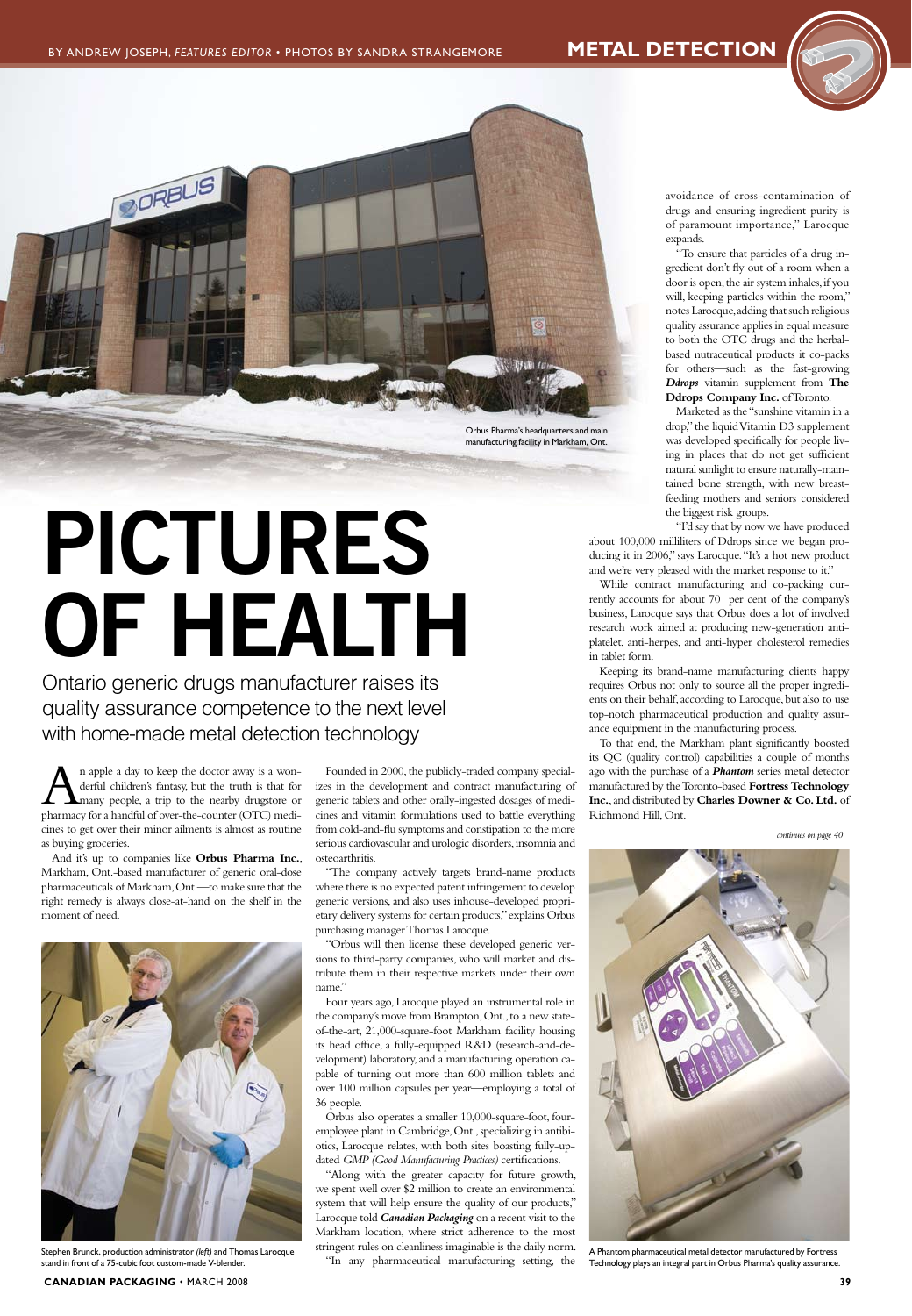BY ANDREW JOSEPH, *FEATURES EDITOR* • PHOTOS BY SANDRA STRANGEMORE

METAL DETECTION

Orbus Pharma's headquarters and main manufacturing facility in Markham, Ont.

# PICTURES OF HEALTH

## Ontario generic drugs manufacturer raises its quality assurance competence to the next level with home-made metal detection technology

An apple a day to keep the doctor away is a wonderful children's fantasy, but the truth is that for many people, a trip to the nearby drugstore or pharmacy for a handful of over-the-counter (OTC) medicines to get over their minor ailments is almost as routine as buying groceries.

And it's up to companies like **Orbus Pharma Inc.**, Markham, Ont.-based manufacturer of generic oral-dose pharmaceuticals of Markham, Ont.—to make sure that the right remedy is always close-at-hand on the shelf in the moment of need.

Stephen Brunck, production administrator *(left)* and Thomas Larocque stand in front of a 75-cubic foot custom-made V-blender.

Founded in 2000, the publicly-traded company specializes in the development and contract manufacturing of generic tablets and other orally-ingested dosages of medicines and vitamin formulations used to battle everything from cold-and-flu symptoms and constipation to the more serious cardiovascular and urologic disorders, insomnia and osteoarthritis.

"The company actively targets brand-name products where there is no expected patent infringement to develop generic versions, and also uses inhouse-developed proprietary delivery systems for certain products," explains Orbus purchasing manager Thomas Larocque.

"Orbus will then license these developed generic versions to third-party companies, who will market and distribute them in their respective markets under their own name."

Four years ago, Larocque played an instrumental role in the company's move from Brampton, Ont., to a new state-of-the-art, 21,000-square-foot Markham facility housing its head office, a fully-equipped R&D (research-and-development) laboratory, and a manufacturing operation capable of turning out more than 600 million tablets and over 100 million capsules per year—employing a total of 36 people.

Orbus also operates a smaller 10,000-square-foot, four-employee plant in Cambridge, Ont., specializing in antibiotics, Larocque relates, with both sites boasting fully-updated *GMP (Good Manufacturing Practices)* certifications.

"Along with the greater capacity for future growth, we spent well over $2 million to create an environmental system that will help ensure the quality of our products," Larocque told ***Canadian Packaging*** on a recent visit to the Markham location, where strict adherence to the most stringent rules on cleanliness imaginable is the daily norm.

"In any pharmaceutical manufacturing setting, the avoidance of cross-contamination of drugs and ensuring ingredient purity is of paramount importance," Larocque expands.

"To ensure that particles of a drug ingredient don't fly out of a room when a door is open, the air system inhales, if you will, keeping particles within the room," notes Larocque, adding that such religious quality assurance applies in equal measure to both the OTC drugs and the herbal-based nutraceutical products it co-packs for others—such as the fast-growing ***Ddrops*** vitamin supplement from **The Ddrops Company Inc.** of Toronto.

Marketed as the "sunshine vitamin in a drop," the liquid Vitamin D3 supplement was developed specifically for people living in places that do not get sufficient natural sunlight to ensure naturally-maintained bone strength, with new breast-feeding mothers and seniors considered the biggest risk groups.

"I'd say that by now we have produced about 100,000 milliliters of Ddrops since we began producing it in 2006," says Larocque. "It's a hot new product and we're very pleased with the market response to it."

While contract manufacturing and co-packing currently accounts for about 70 per cent of the company's business, Larocque says that Orbus does a lot of involved research work aimed at producing new-generation anti-platelet, anti-herpes, and anti-hyper cholesterol remedies in tablet form.

Keeping its brand-name manufacturing clients happy requires Orbus not only to source all the proper ingredients on their behalf, according to Larocque, but also to use top-notch pharmaceutical production and quality assurance equipment in the manufacturing process.

To that end, the Markham plant significantly boosted its QC (quality control) capabilities a couple of months ago with the purchase of a ***Phantom*** series metal detector manufactured by the Toronto-based **Fortress Technology Inc.**, and distributed by **Charles Downer & Co. Ltd.** of Richmond Hill, Ont.

*continues on page 40*

A Phantom pharmaceutical metal detector manufactured by Fortress Technology plays an integral part in Orbus Pharma's quality assurance.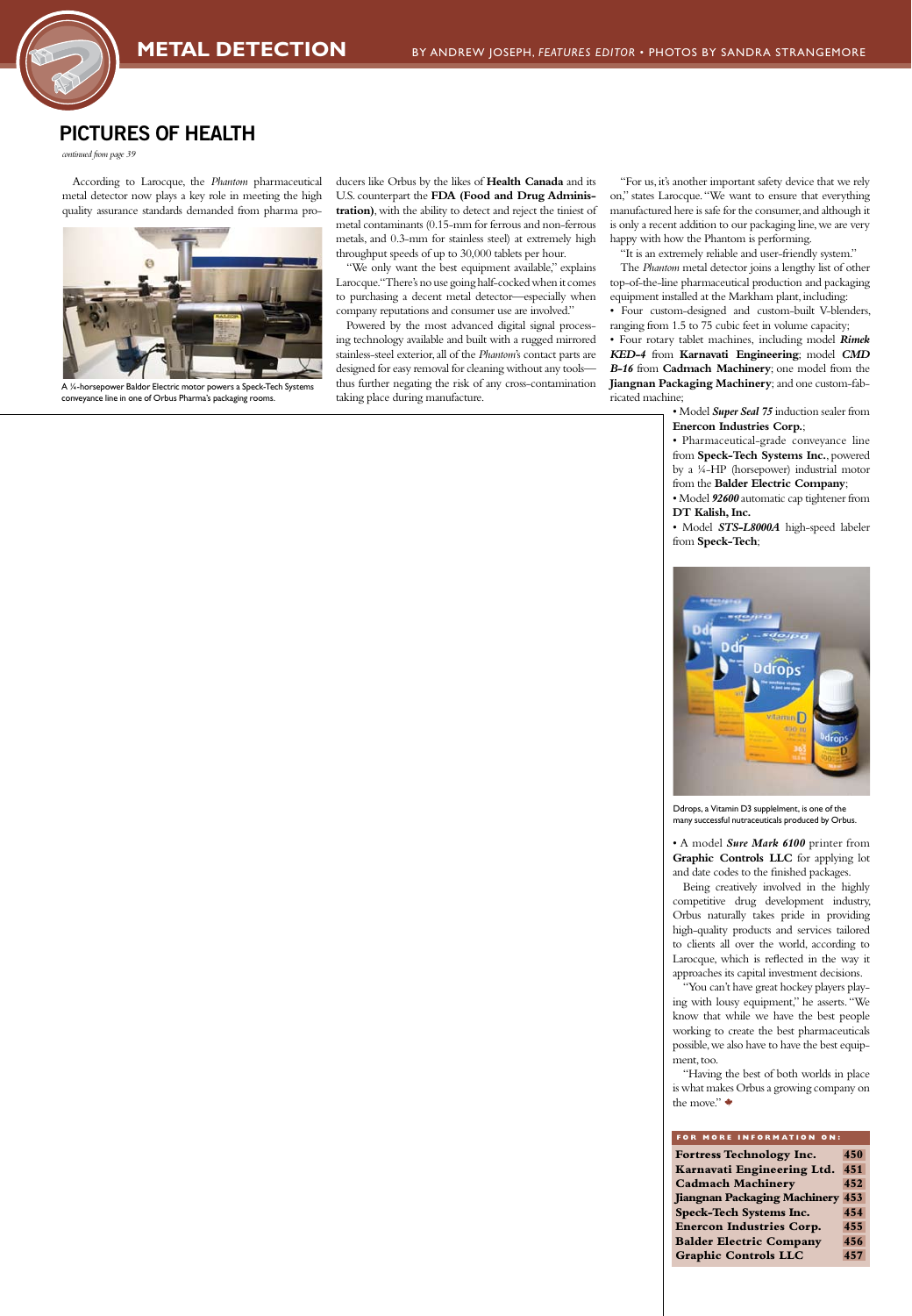## PICTURES OF HEALTH

*continued from page 39*

According to Larocque, the *Phantom* pharmaceutical metal detector now plays a key role in meeting the high quality assurance standards demanded from pharma producers like Orbus by the likes of **Health Canada** and its U.S. counterpart the **FDA (Food and Drug Administration)**, with the ability to detect and reject the tiniest of metal contaminants (0.15-mm for ferrous and non-ferrous metals, and 0.3-mm for stainless steel) at extremely high throughput speeds of up to 30,000 tablets per hour.

A ¼-horsepower Baldor Electric motor powers a Speck-Tech Systems conveyance line in one of Orbus Pharma's packaging rooms.

"We only want the best equipment available," explains Larocque. "There's no use going half-cocked when it comes to purchasing a decent metal detector—especially when company reputations and consumer use are involved."

Powered by the most advanced digital signal processing technology available and built with a rugged mirrored stainless-steel exterior, all of the *Phantom's* contact parts are designed for easy removal for cleaning without any tools—thus further negating the risk of any cross-contamination taking place during manufacture.

"For us, it's another important safety device that we rely on," states Larocque. "We want to ensure that everything manufactured here is safe for the consumer, and although it is only a recent addition to our packaging line, we are very happy with how the Phantom is performing.

"It is an extremely reliable and user-friendly system."

The *Phantom* metal detector joins a lengthy list of other top-of-the-line pharmaceutical production and packaging equipment installed at the Markham plant, including:

- Four custom-designed and custom-built V-blenders, ranging from 1.5 to 75 cubic feet in volume capacity;
- Four rotary tablet machines, including model ***Rimek KED-4*** from **Karnavati Engineering**; model ***CMD B-16*** from **Cadmach Machinery**; one model from the **Jiangnan Packaging Machinery**; and one custom-fabricated machine;
- Model ***Super Seal 75*** induction sealer from **Enercon Industries Corp.**;
- Pharmaceutical-grade conveyance line from **Speck-Tech Systems Inc.**, powered by a ¼-HP (horsepower) industrial motor from the **Balder Electric Company**;
- Model ***92600*** automatic cap tightener from **DT Kalish, Inc.**
- Model ***STS-L8000A*** high-speed labeler from **Speck-Tech**;

Ddrops, a Vitamin D3 supplelment, is one of the many successful nutraceuticals produced by Orbus.

- A model ***Sure Mark 6100*** printer from **Graphic Controls LLC** for applying lot and date codes to the finished packages.

Being creatively involved in the highly competitive drug development industry, Orbus naturally takes pride in providing high-quality products and services tailored to clients all over the world, according to Larocque, which is reflected in the way it approaches its capital investment decisions.

"You can't have great hockey players playing with lousy equipment," he asserts. "We know that while we have the best people working to create the best pharmaceuticals possible, we also have to have the best equipment, too.

"Having the best of both worlds in place is what makes Orbus a growing company on the move."

| FOR MORE INFORMATION ON: | |
|---|---|
| Fortress Technology Inc. | 450 |
| Karnavati Engineering Ltd. | 451 |
| Cadmach Machinery | 452 |
| Jiangnan Packaging Machinery | 453 |
| Speck-Tech Systems Inc. | 454 |
| Enercon Industries Corp. | 455 |
| Balder Electric Company | 456 |
| Graphic Controls LLC | 457 |